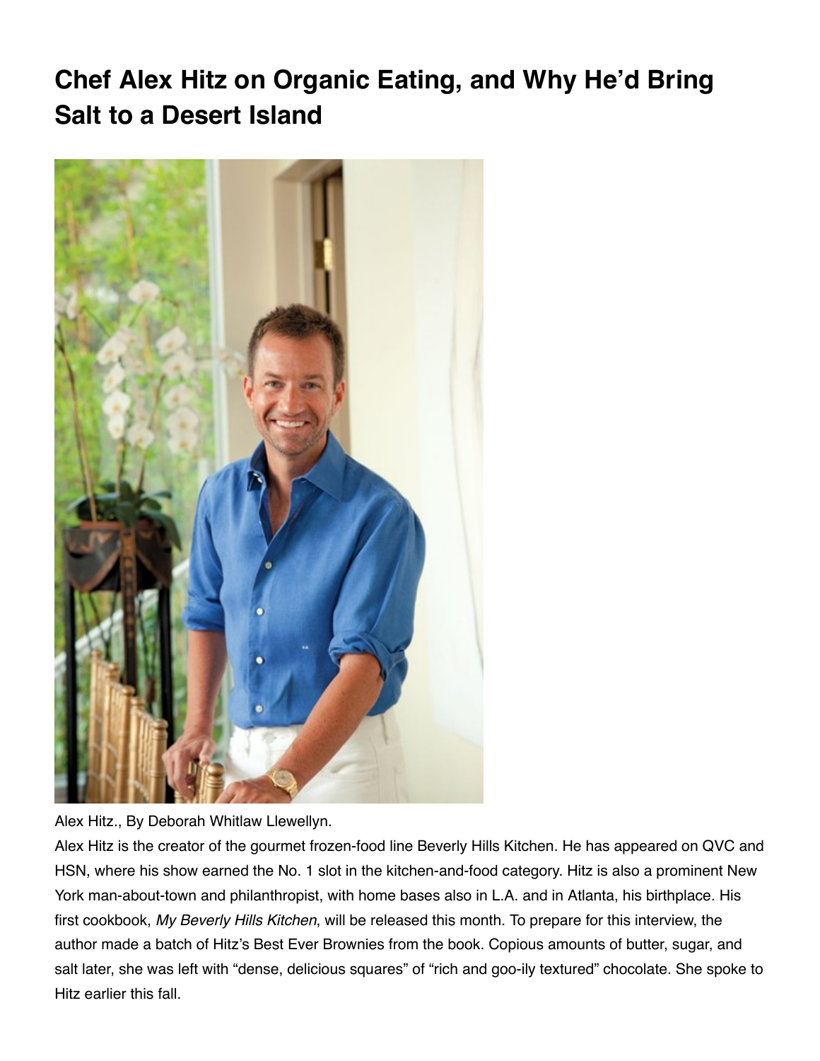# Chef Alex Hitz on Organic Eating, and Why He'd Bring Salt to a Desert Island

Alex Hitz., By Deborah Whitlaw Llewellyn.

Alex Hitz is the creator of the gourmet frozen-food line Beverly Hills Kitchen. He has appeared on QVC and HSN, where his show earned the No. 1 slot in the kitchen-and-food category. Hitz is also a prominent New York man-about-town and philanthropist, with home bases also in L.A. and in Atlanta, his birthplace. His first cookbook, *My Beverly Hills Kitchen*, will be released this month. To prepare for this interview, the author made a batch of Hitz's Best Ever Brownies from the book. Copious amounts of butter, sugar, and salt later, she was left with "dense, delicious squares" of "rich and goo-ily textured" chocolate. She spoke to Hitz earlier this fall.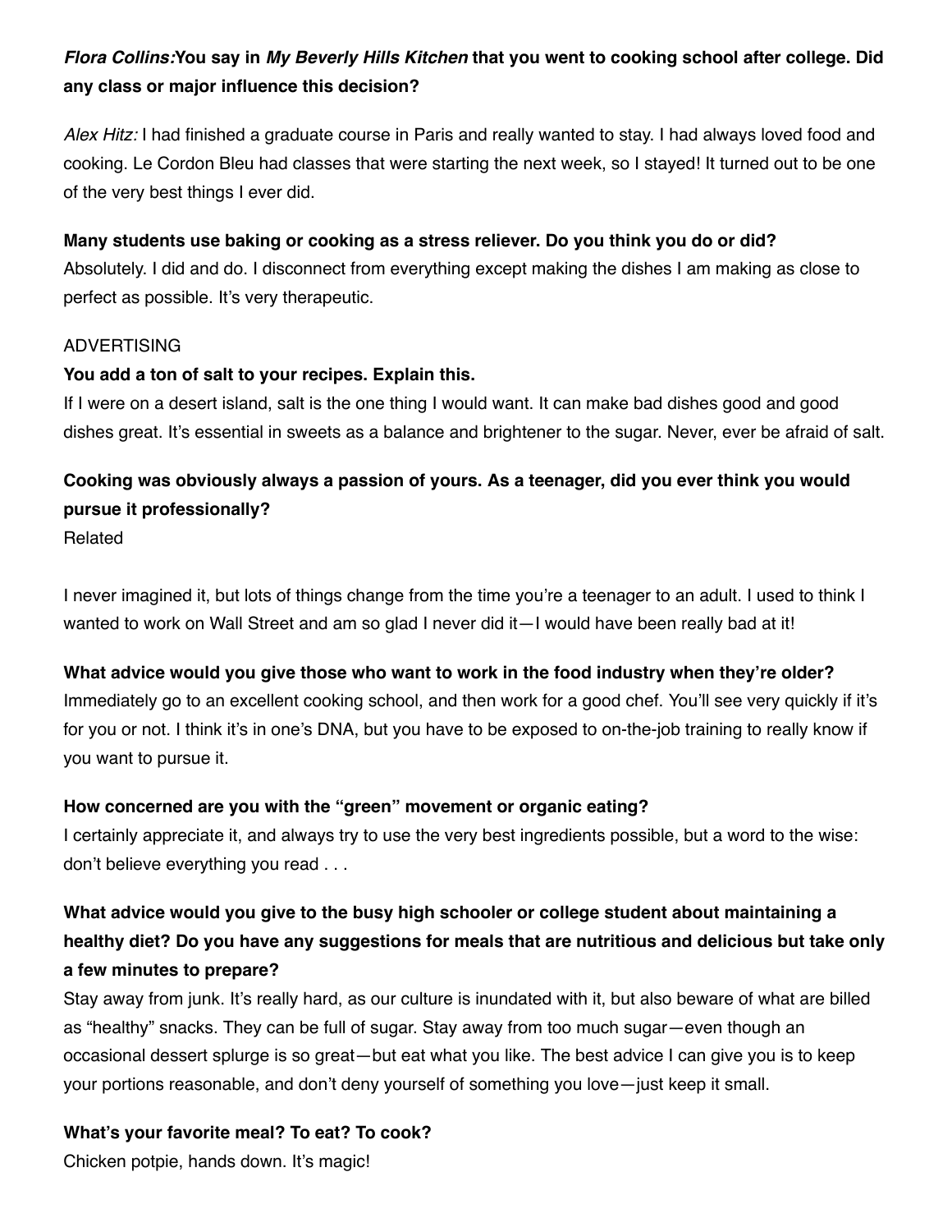***Flora Collins:*** **You say in *My Beverly Hills Kitchen* that you went to cooking school after college. Did any class or major influence this decision?**

*Alex Hitz:* I had finished a graduate course in Paris and really wanted to stay. I had always loved food and cooking. Le Cordon Bleu had classes that were starting the next week, so I stayed! It turned out to be one of the very best things I ever did.

**Many students use baking or cooking as a stress reliever. Do you think you do or did?**
Absolutely. I did and do. I disconnect from everything except making the dishes I am making as close to perfect as possible. It's very therapeutic.

ADVERTISING

**You add a ton of salt to your recipes. Explain this.**
If I were on a desert island, salt is the one thing I would want. It can make bad dishes good and good dishes great. It's essential in sweets as a balance and brightener to the sugar. Never, ever be afraid of salt.

**Cooking was obviously always a passion of yours. As a teenager, did you ever think you would pursue it professionally?**

Related

I never imagined it, but lots of things change from the time you're a teenager to an adult. I used to think I wanted to work on Wall Street and am so glad I never did it—I would have been really bad at it!

**What advice would you give those who want to work in the food industry when they're older?**
Immediately go to an excellent cooking school, and then work for a good chef. You'll see very quickly if it's for you or not. I think it's in one's DNA, but you have to be exposed to on-the-job training to really know if you want to pursue it.

**How concerned are you with the "green" movement or organic eating?**
I certainly appreciate it, and always try to use the very best ingredients possible, but a word to the wise: don't believe everything you read . . .

**What advice would you give to the busy high schooler or college student about maintaining a healthy diet? Do you have any suggestions for meals that are nutritious and delicious but take only a few minutes to prepare?**
Stay away from junk. It's really hard, as our culture is inundated with it, but also beware of what are billed as "healthy" snacks. They can be full of sugar. Stay away from too much sugar—even though an occasional dessert splurge is so great—but eat what you like. The best advice I can give you is to keep your portions reasonable, and don't deny yourself of something you love—just keep it small.

**What's your favorite meal? To eat? To cook?**
Chicken potpie, hands down. It's magic!